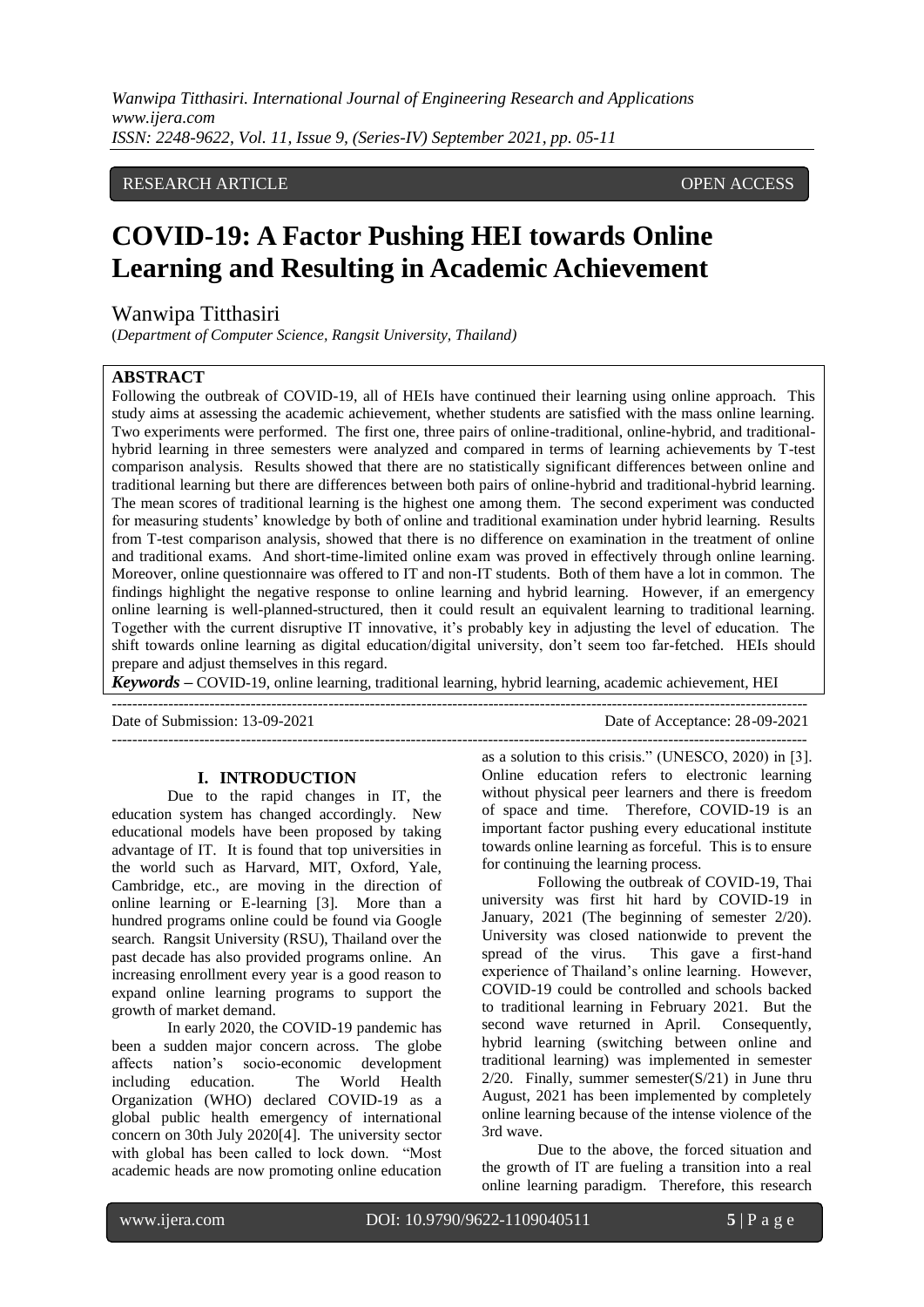RESEARCH ARTICLE OPEN ACCESS

# COVID-19: A Factor Pushing HEI towards Online Learning and Resulting in Academic Achievement

Wanwipa Titthasiri

(*Department of Computer Science, Rangsit University, Thailand*)

## ABSTRACT

Following the outbreak of COVID-19, all of HEIs have continued their learning using online approach. This study aims at assessing the academic achievement, whether students are satisfied with the mass online learning. Two experiments were performed. The first one, three pairs of online-traditional, online-hybrid, and traditional-hybrid learning in three semesters were analyzed and compared in terms of learning achievements by T-test comparison analysis. Results showed that there are no statistically significant differences between online and traditional learning but there are differences between both pairs of online-hybrid and traditional-hybrid learning. The mean scores of traditional learning is the highest one among them. The second experiment was conducted for measuring students' knowledge by both of online and traditional examination under hybrid learning. Results from T-test comparison analysis, showed that there is no difference on examination in the treatment of online and traditional exams. And short-time-limited online exam was proved in effectively through online learning. Moreover, online questionnaire was offered to IT and non-IT students. Both of them have a lot in common. The findings highlight the negative response to online learning and hybrid learning. However, if an emergency online learning is well-planned-structured, then it could result an equivalent learning to traditional learning. Together with the current disruptive IT innovative, it's probably key in adjusting the level of education. The shift towards online learning as digital education/digital university, don't seem too far-fetched. HEIs should prepare and adjust themselves in this regard.

***Keywords*** **–** COVID-19, online learning, traditional learning, hybrid learning, academic achievement, HEI

Date of Submission: 13-09-2021 Date of Acceptance: 28-09-2021

## I. INTRODUCTION

Due to the rapid changes in IT, the education system has changed accordingly. New educational models have been proposed by taking advantage of IT. It is found that top universities in the world such as Harvard, MIT, Oxford, Yale, Cambridge, etc., are moving in the direction of online learning or E-learning [3]. More than a hundred programs online could be found via Google search. Rangsit University (RSU), Thailand over the past decade has also provided programs online. An increasing enrollment every year is a good reason to expand online learning programs to support the growth of market demand.

In early 2020, the COVID-19 pandemic has been a sudden major concern across. The globe affects nation's socio-economic development including education. The World Health Organization (WHO) declared COVID-19 as a global public health emergency of international concern on 30th July 2020[4]. The university sector with global has been called to lock down. "Most academic heads are now promoting online education as a solution to this crisis." (UNESCO, 2020) in [3]. Online education refers to electronic learning without physical peer learners and there is freedom of space and time. Therefore, COVID-19 is an important factor pushing every educational institute towards online learning as forceful. This is to ensure for continuing the learning process.

Following the outbreak of COVID-19, Thai university was first hit hard by COVID-19 in January, 2021 (The beginning of semester 2/20). University was closed nationwide to prevent the spread of the virus. This gave a first-hand experience of Thailand's online learning. However, COVID-19 could be controlled and schools backed to traditional learning in February 2021. But the second wave returned in April. Consequently, hybrid learning (switching between online and traditional learning) was implemented in semester 2/20. Finally, summer semester(S/21) in June thru August, 2021 has been implemented by completely online learning because of the intense violence of the 3rd wave.

Due to the above, the forced situation and the growth of IT are fueling a transition into a real online learning paradigm. Therefore, this research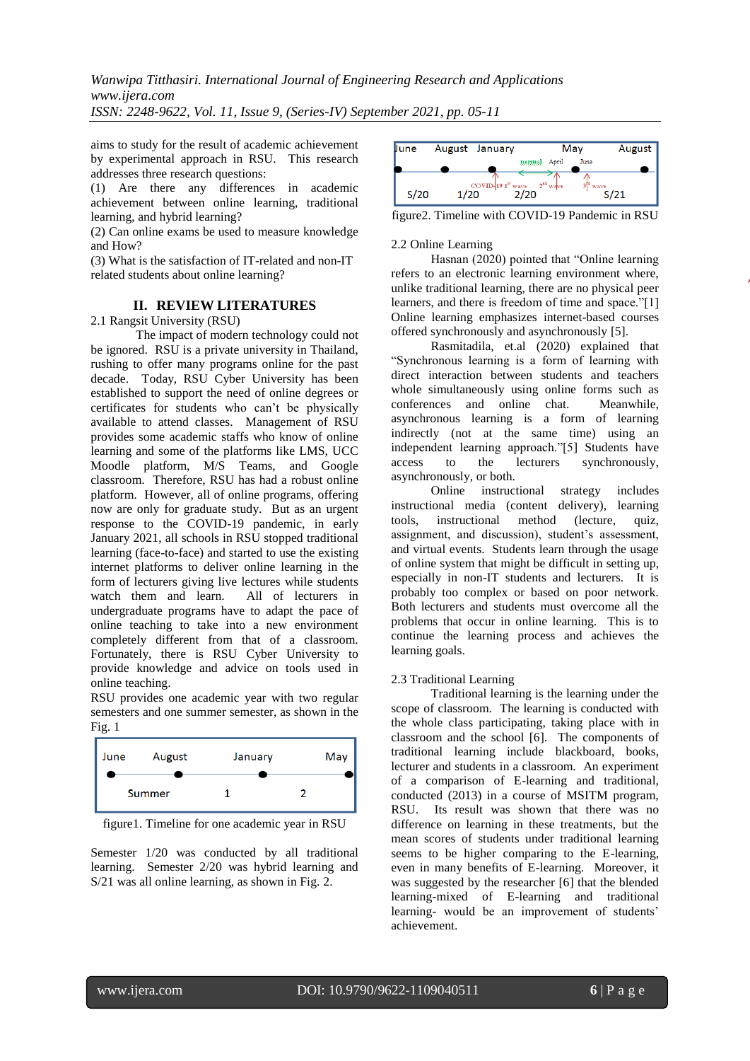aims to study for the result of academic achievement by experimental approach in RSU. This research addresses three research questions:

(1) Are there any differences in academic achievement between online learning, traditional learning, and hybrid learning?

(2) Can online exams be used to measure knowledge and How?

(3) What is the satisfaction of IT-related and non-IT related students about online learning?

## II. REVIEW LITERATURES

### 2.1 Rangsit University (RSU)

The impact of modern technology could not be ignored. RSU is a private university in Thailand, rushing to offer many programs online for the past decade. Today, RSU Cyber University has been established to support the need of online degrees or certificates for students who can't be physically available to attend classes. Management of RSU provides some academic staffs who know of online learning and some of the platforms like LMS, UCC Moodle platform, M/S Teams, and Google classroom. Therefore, RSU has had a robust online platform. However, all of online programs, offering now are only for graduate study. But as an urgent response to the COVID-19 pandemic, in early January 2021, all schools in RSU stopped traditional learning (face-to-face) and started to use the existing internet platforms to deliver online learning in the form of lecturers giving live lectures while students watch them and learn. All of lecturers in undergraduate programs have to adapt the pace of online teaching to take into a new environment completely different from that of a classroom. Fortunately, there is RSU Cyber University to provide knowledge and advice on tools used in online teaching.

RSU provides one academic year with two regular semesters and one summer semester, as shown in the Fig. 1

June August January May

Summer 1 2

figure1. Timeline for one academic year in RSU

Semester 1/20 was conducted by all traditional learning. Semester 2/20 was hybrid learning and S/21 was all online learning, as shown in Fig. 2.

June August January May August

normal April June

COVID-19 1st wave 2nd wave 3rd wave

S/20 1/20 2/20 S/21

figure2. Timeline with COVID-19 Pandemic in RSU

### 2.2 Online Learning

Hasnan (2020) pointed that "Online learning refers to an electronic learning environment where, unlike traditional learning, there are no physical peer learners, and there is freedom of time and space."[1] Online learning emphasizes internet-based courses offered synchronously and asynchronously [5].

Rasmitadila, et.al (2020) explained that "Synchronous learning is a form of learning with direct interaction between students and teachers whole simultaneously using online forms such as conferences and online chat. Meanwhile, asynchronous learning is a form of learning indirectly (not at the same time) using an independent learning approach."[5] Students have access to the lecturers synchronously, asynchronously, or both.

Online instructional strategy includes instructional media (content delivery), learning tools, instructional method (lecture, quiz, assignment, and discussion), student's assessment, and virtual events. Students learn through the usage of online system that might be difficult in setting up, especially in non-IT students and lecturers. It is probably too complex or based on poor network. Both lecturers and students must overcome all the problems that occur in online learning. This is to continue the learning process and achieves the learning goals.

### 2.3 Traditional Learning

Traditional learning is the learning under the scope of classroom. The learning is conducted with the whole class participating, taking place with in classroom and the school [6]. The components of traditional learning include blackboard, books, lecturer and students in a classroom. An experiment of a comparison of E-learning and traditional, conducted (2013) in a course of MSITM program, RSU. Its result was shown that there was no difference on learning in these treatments, but the mean scores of students under traditional learning seems to be higher comparing to the E-learning, even in many benefits of E-learning. Moreover, it was suggested by the researcher [6] that the blended learning-mixed of E-learning and traditional learning- would be an improvement of students' achievement.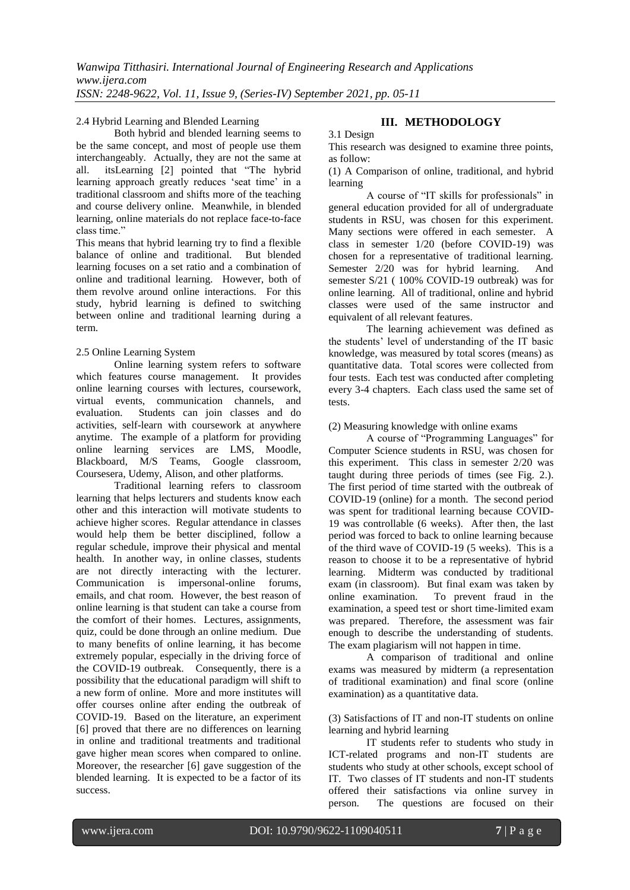### 2.4 Hybrid Learning and Blended Learning

Both hybrid and blended learning seems to be the same concept, and most of people use them interchangeably. Actually, they are not the same at all. itsLearning [2] pointed that "The hybrid learning approach greatly reduces 'seat time' in a traditional classroom and shifts more of the teaching and course delivery online. Meanwhile, in blended learning, online materials do not replace face-to-face class time."

This means that hybrid learning try to find a flexible balance of online and traditional. But blended learning focuses on a set ratio and a combination of online and traditional learning. However, both of them revolve around online interactions. For this study, hybrid learning is defined to switching between online and traditional learning during a term.

### 2.5 Online Learning System

Online learning system refers to software which features course management. It provides online learning courses with lectures, coursework, virtual events, communication channels, and evaluation. Students can join classes and do activities, self-learn with coursework at anywhere anytime. The example of a platform for providing online learning services are LMS, Moodle, Blackboard, M/S Teams, Google classroom, Coursesera, Udemy, Alison, and other platforms.

Traditional learning refers to classroom learning that helps lecturers and students know each other and this interaction will motivate students to achieve higher scores. Regular attendance in classes would help them be better disciplined, follow a regular schedule, improve their physical and mental health. In another way, in online classes, students are not directly interacting with the lecturer. Communication is impersonal-online forums, emails, and chat room. However, the best reason of online learning is that student can take a course from the comfort of their homes. Lectures, assignments, quiz, could be done through an online medium. Due to many benefits of online learning, it has become extremely popular, especially in the driving force of the COVID-19 outbreak. Consequently, there is a possibility that the educational paradigm will shift to a new form of online. More and more institutes will offer courses online after ending the outbreak of COVID-19. Based on the literature, an experiment [6] proved that there are no differences on learning in online and traditional treatments and traditional gave higher mean scores when compared to online. Moreover, the researcher [6] gave suggestion of the blended learning. It is expected to be a factor of its success.

## III. METHODOLOGY

### 3.1 Design

This research was designed to examine three points, as follow:

(1) A Comparison of online, traditional, and hybrid learning

A course of "IT skills for professionals" in general education provided for all of undergraduate students in RSU, was chosen for this experiment. Many sections were offered in each semester. A class in semester 1/20 (before COVID-19) was chosen for a representative of traditional learning. Semester 2/20 was for hybrid learning. And semester S/21 ( 100% COVID-19 outbreak) was for online learning. All of traditional, online and hybrid classes were used of the same instructor and equivalent of all relevant features.

The learning achievement was defined as the students' level of understanding of the IT basic knowledge, was measured by total scores (means) as quantitative data. Total scores were collected from four tests. Each test was conducted after completing every 3-4 chapters. Each class used the same set of tests.

(2) Measuring knowledge with online exams

A course of "Programming Languages" for Computer Science students in RSU, was chosen for this experiment. This class in semester 2/20 was taught during three periods of times (see Fig. 2.). The first period of time started with the outbreak of COVID-19 (online) for a month. The second period was spent for traditional learning because COVID-19 was controllable (6 weeks). After then, the last period was forced to back to online learning because of the third wave of COVID-19 (5 weeks). This is a reason to choose it to be a representative of hybrid learning. Midterm was conducted by traditional exam (in classroom). But final exam was taken by online examination. To prevent fraud in the examination, a speed test or short time-limited exam was prepared. Therefore, the assessment was fair enough to describe the understanding of students. The exam plagiarism will not happen in time.

A comparison of traditional and online exams was measured by midterm (a representation of traditional examination) and final score (online examination) as a quantitative data.

(3) Satisfactions of IT and non-IT students on online learning and hybrid learning

IT students refer to students who study in ICT-related programs and non-IT students are students who study at other schools, except school of IT. Two classes of IT students and non-IT students offered their satisfactions via online survey in person. The questions are focused on their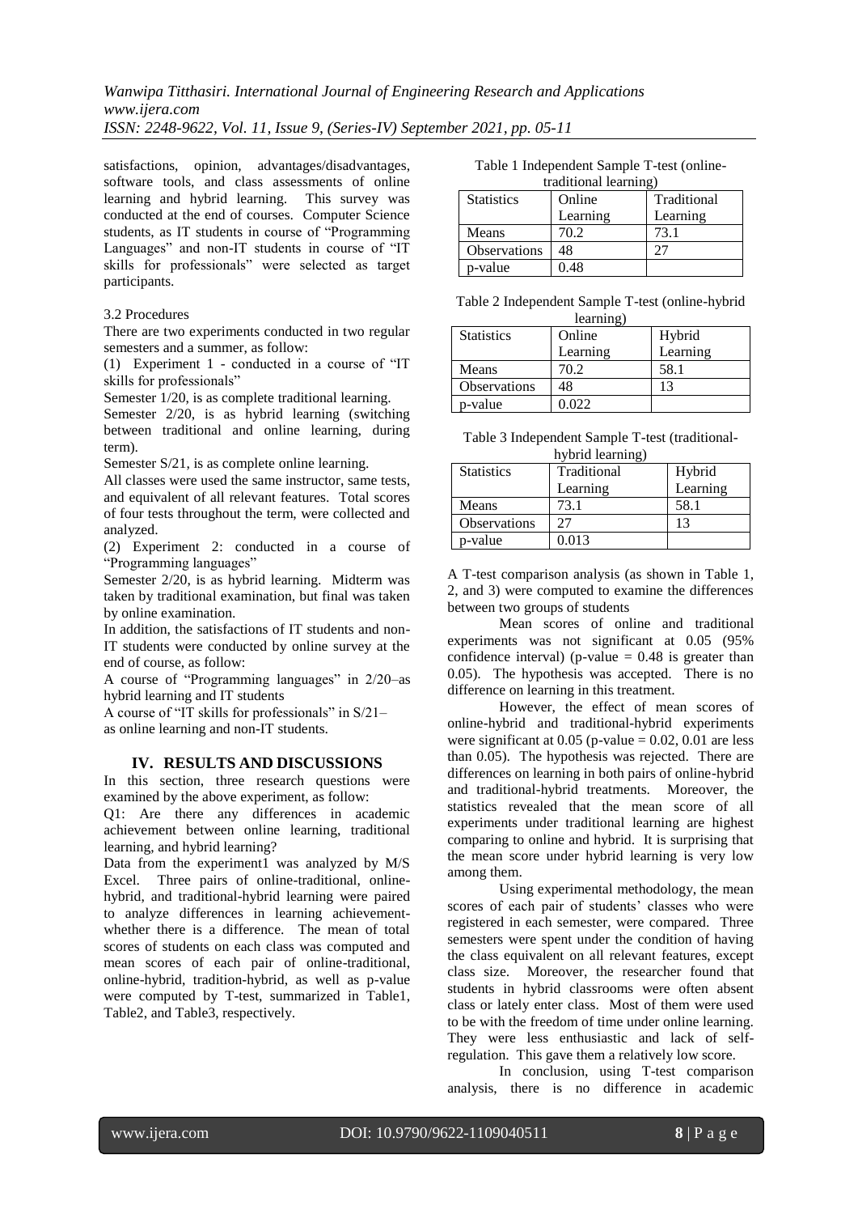satisfactions, opinion, advantages/disadvantages, software tools, and class assessments of online learning and hybrid learning. This survey was conducted at the end of courses. Computer Science students, as IT students in course of "Programming Languages" and non-IT students in course of "IT skills for professionals" were selected as target participants.

### 3.2 Procedures

There are two experiments conducted in two regular semesters and a summer, as follow:

(1) Experiment 1 - conducted in a course of "IT skills for professionals"

Semester 1/20, is as complete traditional learning.

Semester 2/20, is as hybrid learning (switching between traditional and online learning, during term).

Semester S/21, is as complete online learning.

All classes were used the same instructor, same tests, and equivalent of all relevant features. Total scores of four tests throughout the term, were collected and analyzed.

(2) Experiment 2: conducted in a course of "Programming languages"

Semester 2/20, is as hybrid learning. Midterm was taken by traditional examination, but final was taken by online examination.

In addition, the satisfactions of IT students and non-IT students were conducted by online survey at the end of course, as follow:

A course of "Programming languages" in 2/20–as hybrid learning and IT students

A course of "IT skills for professionals" in S/21– as online learning and non-IT students.

## IV. RESULTS AND DISCUSSIONS

In this section, three research questions were examined by the above experiment, as follow:

Q1: Are there any differences in academic achievement between online learning, traditional learning, and hybrid learning?

Data from the experiment1 was analyzed by M/S Excel. Three pairs of online-traditional, online-hybrid, and traditional-hybrid learning were paired to analyze differences in learning achievement-whether there is a difference. The mean of total scores of students on each class was computed and mean scores of each pair of online-traditional, online-hybrid, tradition-hybrid, as well as p-value were computed by T-test, summarized in Table1, Table2, and Table3, respectively.

Table 1 Independent Sample T-test (online-traditional learning)

| Statistics | Online Learning | Traditional Learning |
|---|---|---|
| Means | 70.2 | 73.1 |
| Observations | 48 | 27 |
| p-value | 0.48 | |

Table 2 Independent Sample T-test (online-hybrid learning)

| Statistics | Online Learning | Hybrid Learning |
|---|---|---|
| Means | 70.2 | 58.1 |
| Observations | 48 | 13 |
| p-value | 0.022 | |

Table 3 Independent Sample T-test (traditional-hybrid learning)

| Statistics | Traditional Learning | Hybrid Learning |
|---|---|---|
| Means | 73.1 | 58.1 |
| Observations | 27 | 13 |
| p-value | 0.013 | |

A T-test comparison analysis (as shown in Table 1, 2, and 3) were computed to examine the differences between two groups of students

Mean scores of online and traditional experiments was not significant at 0.05 (95% confidence interval) (p-value = 0.48 is greater than 0.05). The hypothesis was accepted. There is no difference on learning in this treatment.

However, the effect of mean scores of online-hybrid and traditional-hybrid experiments were significant at 0.05 (p-value = 0.02, 0.01 are less than 0.05). The hypothesis was rejected. There are differences on learning in both pairs of online-hybrid and traditional-hybrid treatments. Moreover, the statistics revealed that the mean score of all experiments under traditional learning are highest comparing to online and hybrid. It is surprising that the mean score under hybrid learning is very low among them.

Using experimental methodology, the mean scores of each pair of students' classes who were registered in each semester, were compared. Three semesters were spent under the condition of having the class equivalent on all relevant features, except class size. Moreover, the researcher found that students in hybrid classrooms were often absent class or lately enter class. Most of them were used to be with the freedom of time under online learning. They were less enthusiastic and lack of self-regulation. This gave them a relatively low score.

In conclusion, using T-test comparison analysis, there is no difference in academic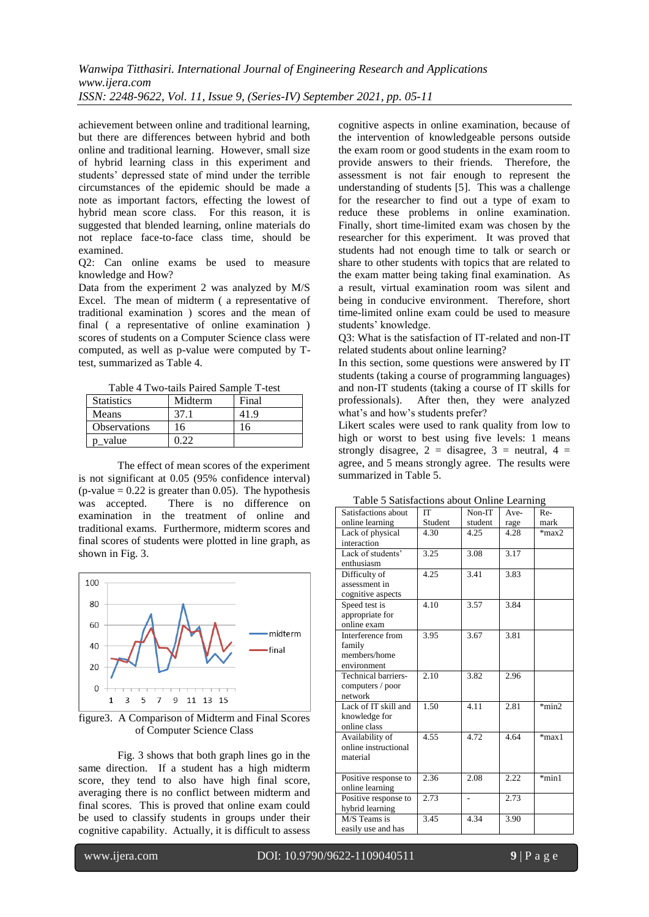achievement between online and traditional learning, but there are differences between hybrid and both online and traditional learning. However, small size of hybrid learning class in this experiment and students' depressed state of mind under the terrible circumstances of the epidemic should be made a note as important factors, effecting the lowest of hybrid mean score class. For this reason, it is suggested that blended learning, online materials do not replace face-to-face class time, should be examined.

Q2: Can online exams be used to measure knowledge and How?

Data from the experiment 2 was analyzed by M/S Excel. The mean of midterm ( a representative of traditional examination ) scores and the mean of final ( a representative of online examination ) scores of students on a Computer Science class were computed, as well as p-value were computed by T-test, summarized as Table 4.

Table 4 Two-tails Paired Sample T-test

| Statistics | Midterm | Final |
|---|---|---|
| Means | 37.1 | 41.9 |
| Observations | 16 | 16 |
| p_value | 0.22 | |

The effect of mean scores of the experiment is not significant at 0.05 (95% confidence interval) (p-value = 0.22 is greater than 0.05). The hypothesis was accepted. There is no difference on examination in the treatment of online and traditional exams. Furthermore, midterm scores and final scores of students were plotted in line graph, as shown in Fig. 3.

figure3. A Comparison of Midterm and Final Scores of Computer Science Class

Fig. 3 shows that both graph lines go in the same direction. If a student has a high midterm score, they tend to also have high final score, averaging there is no conflict between midterm and final scores. This is proved that online exam could be used to classify students in groups under their cognitive capability. Actually, it is difficult to assess cognitive aspects in online examination, because of the intervention of knowledgeable persons outside the exam room or good students in the exam room to provide answers to their friends. Therefore, the assessment is not fair enough to represent the understanding of students [5]. This was a challenge for the researcher to find out a type of exam to reduce these problems in online examination. Finally, short time-limited exam was chosen by the researcher for this experiment. It was proved that students had not enough time to talk or search or share to other students with topics that are related to the exam matter being taking final examination. As a result, virtual examination room was silent and being in conducive environment. Therefore, short time-limited online exam could be used to measure students' knowledge.

Q3: What is the satisfaction of IT-related and non-IT related students about online learning?

In this section, some questions were answered by IT students (taking a course of programming languages) and non-IT students (taking a course of IT skills for professionals). After then, they were analyzed what's and how's students prefer?

Likert scales were used to rank quality from low to high or worst to best using five levels: 1 means strongly disagree, 2 = disagree, 3 = neutral, 4 = agree, and 5 means strongly agree. The results were summarized in Table 5.

Table 5 Satisfactions about Online Learning

| Satisfactions about online learning | IT Student | Non-IT student | Average | Remark |
|---|---|---|---|---|
| Lack of physical interaction | 4.30 | 4.25 | 4.28 | *max2 |
| Lack of students' enthusiasm | 3.25 | 3.08 | 3.17 | |
| Difficulty of assessment in cognitive aspects | 4.25 | 3.41 | 3.83 | |
| Speed test is appropriate for online exam | 4.10 | 3.57 | 3.84 | |
| Interference from family members/home environment | 3.95 | 3.67 | 3.81 | |
| Technical barriers-computers / poor network | 2.10 | 3.82 | 2.96 | |
| Lack of IT skill and knowledge for online class | 1.50 | 4.11 | 2.81 | *min2 |
| Availability of online instructional material | 4.55 | 4.72 | 4.64 | *max1 |
| Positive response to online learning | 2.36 | 2.08 | 2.22 | *min1 |
| Positive response to hybrid learning | 2.73 | - | 2.73 | |
| M/S Teams is easily use and has | 3.45 | 4.34 | 3.90 | |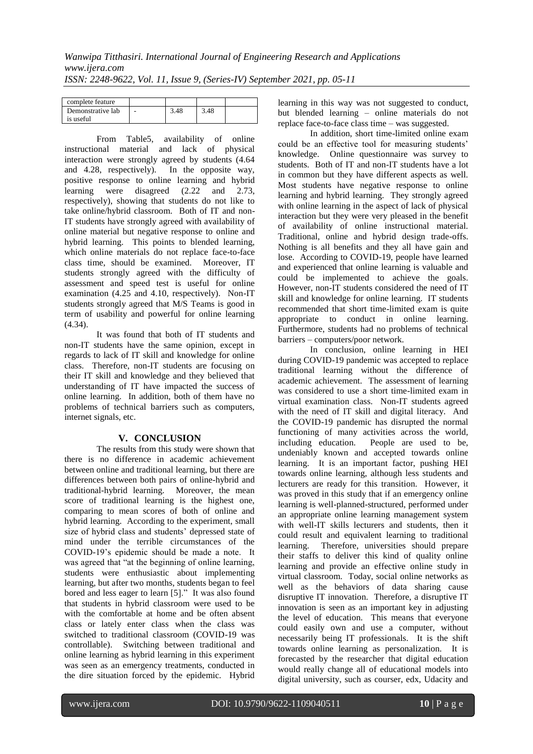| complete feature | | | | |
|---|---|---|---|---|
| Demonstrative lab is useful | - | 3.48 | 3.48 | |

From Table5, availability of online instructional material and lack of physical interaction were strongly agreed by students (4.64 and 4.28, respectively). In the opposite way, positive response to online learning and hybrid learning were disagreed (2.22 and 2.73, respectively), showing that students do not like to take online/hybrid classroom. Both of IT and non-IT students have strongly agreed with availability of online material but negative response to online and hybrid learning. This points to blended learning, which online materials do not replace face-to-face class time, should be examined. Moreover, IT students strongly agreed with the difficulty of assessment and speed test is useful for online examination (4.25 and 4.10, respectively). Non-IT students strongly agreed that M/S Teams is good in term of usability and powerful for online learning (4.34).

It was found that both of IT students and non-IT students have the same opinion, except in regards to lack of IT skill and knowledge for online class. Therefore, non-IT students are focusing on their IT skill and knowledge and they believed that understanding of IT have impacted the success of online learning. In addition, both of them have no problems of technical barriers such as computers, internet signals, etc.

## V. CONCLUSION

The results from this study were shown that there is no difference in academic achievement between online and traditional learning, but there are differences between both pairs of online-hybrid and traditional-hybrid learning. Moreover, the mean score of traditional learning is the highest one, comparing to mean scores of both of online and hybrid learning. According to the experiment, small size of hybrid class and students' depressed state of mind under the terrible circumstances of the COVID-19's epidemic should be made a note. It was agreed that "at the beginning of online learning, students were enthusiastic about implementing learning, but after two months, students began to feel bored and less eager to learn [5]." It was also found that students in hybrid classroom were used to be with the comfortable at home and be often absent class or lately enter class when the class was switched to traditional classroom (COVID-19 was controllable). Switching between traditional and online learning as hybrid learning in this experiment was seen as an emergency treatments, conducted in the dire situation forced by the epidemic. Hybrid learning in this way was not suggested to conduct, but blended learning – online materials do not replace face-to-face class time – was suggested.

In addition, short time-limited online exam could be an effective tool for measuring students' knowledge. Online questionnaire was survey to students. Both of IT and non-IT students have a lot in common but they have different aspects as well. Most students have negative response to online learning and hybrid learning. They strongly agreed with online learning in the aspect of lack of physical interaction but they were very pleased in the benefit of availability of online instructional material. Traditional, online and hybrid design trade-offs. Nothing is all benefits and they all have gain and lose. According to COVID-19, people have learned and experienced that online learning is valuable and could be implemented to achieve the goals. However, non-IT students considered the need of IT skill and knowledge for online learning. IT students recommended that short time-limited exam is quite appropriate to conduct in online learning. Furthermore, students had no problems of technical barriers – computers/poor network.

In conclusion, online learning in HEI during COVID-19 pandemic was accepted to replace traditional learning without the difference of academic achievement. The assessment of learning was considered to use a short time-limited exam in virtual examination class. Non-IT students agreed with the need of IT skill and digital literacy. And the COVID-19 pandemic has disrupted the normal functioning of many activities across the world, including education. People are used to be, undeniably known and accepted towards online learning. It is an important factor, pushing HEI towards online learning, although less students and lecturers are ready for this transition. However, it was proved in this study that if an emergency online learning is well-planned-structured, performed under an appropriate online learning management system with well-IT skills lecturers and students, then it could result and equivalent learning to traditional learning. Therefore, universities should prepare their staffs to deliver this kind of quality online learning and provide an effective online study in virtual classroom. Today, social online networks as well as the behaviors of data sharing cause disruptive IT innovation. Therefore, a disruptive IT innovation is seen as an important key in adjusting the level of education. This means that everyone could easily own and use a computer, without necessarily being IT professionals. It is the shift towards online learning as personalization. It is forecasted by the researcher that digital education would really change all of educational models into digital university, such as courser, edx, Udacity and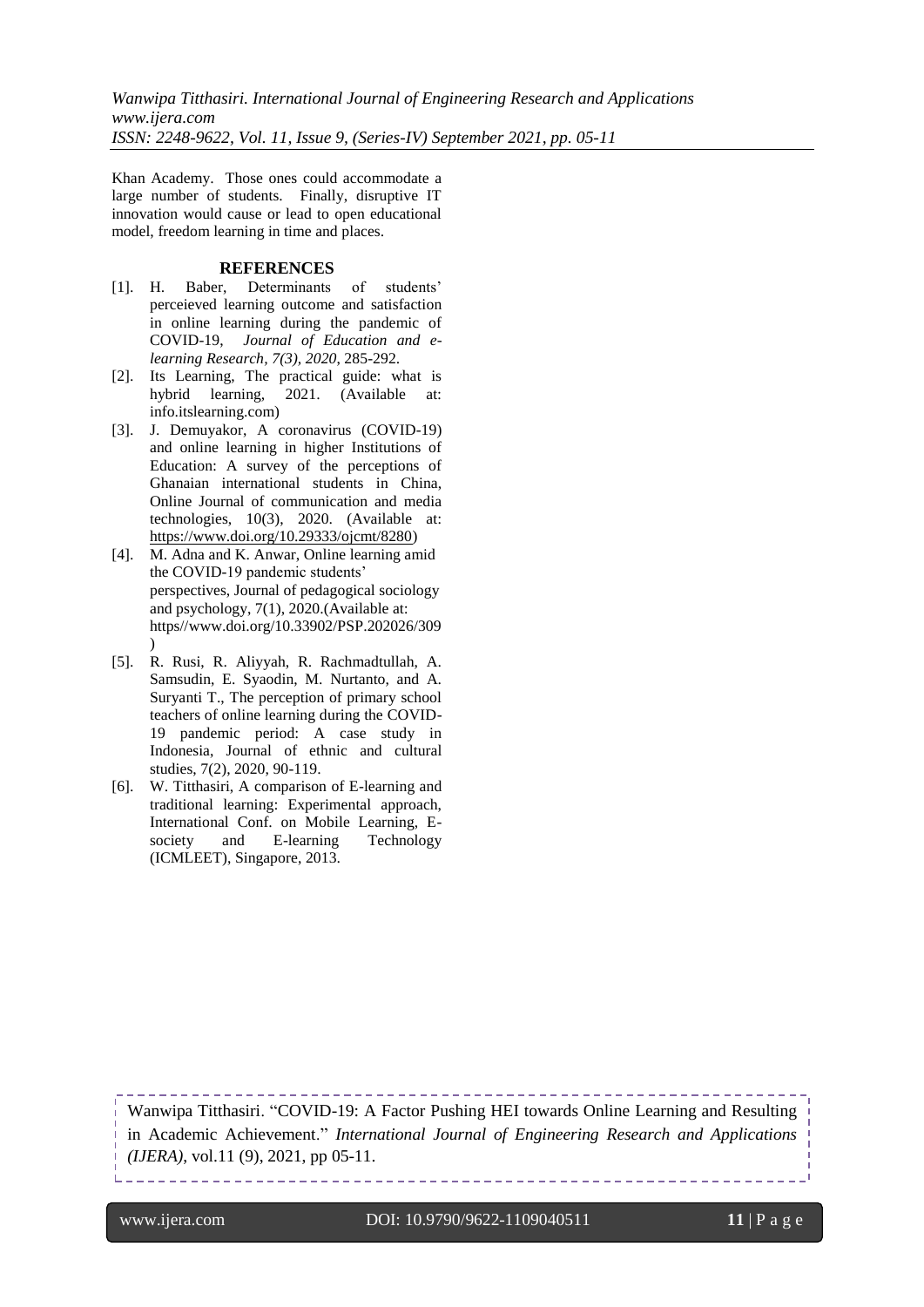Khan Academy. Those ones could accommodate a large number of students. Finally, disruptive IT innovation would cause or lead to open educational model, freedom learning in time and places.

## REFERENCES

[1]. H. Baber, Determinants of students' perceieved learning outcome and satisfaction in online learning during the pandemic of COVID-19, *Journal of Education and e-learning Research, 7(3), 2020*, 285-292.

[2]. Its Learning, The practical guide: what is hybrid learning, 2021. (Available at: info.itslearning.com)

[3]. J. Demuyakor, A coronavirus (COVID-19) and online learning in higher Institutions of Education: A survey of the perceptions of Ghanaian international students in China, Online Journal of communication and media technologies, 10(3), 2020. (Available at: https://www.doi.org/10.29333/ojcmt/8280)

[4]. M. Adna and K. Anwar, Online learning amid the COVID-19 pandemic students' perspectives, Journal of pedagogical sociology and psychology, 7(1), 2020.(Available at: https//www.doi.org/10.33902/PSP.202026/309)

[5]. R. Rusi, R. Aliyyah, R. Rachmadtullah, A. Samsudin, E. Syaodin, M. Nurtanto, and A. Suryanti T., The perception of primary school teachers of online learning during the COVID-19 pandemic period: A case study in Indonesia, Journal of ethnic and cultural studies, 7(2), 2020, 90-119.

[6]. W. Titthasiri, A comparison of E-learning and traditional learning: Experimental approach, International Conf. on Mobile Learning, E-society and E-learning Technology (ICMLEET), Singapore, 2013.

Wanwipa Titthasiri. "COVID-19: A Factor Pushing HEI towards Online Learning and Resulting in Academic Achievement." *International Journal of Engineering Research and Applications (IJERA)*, vol.11 (9), 2021, pp 05-11.